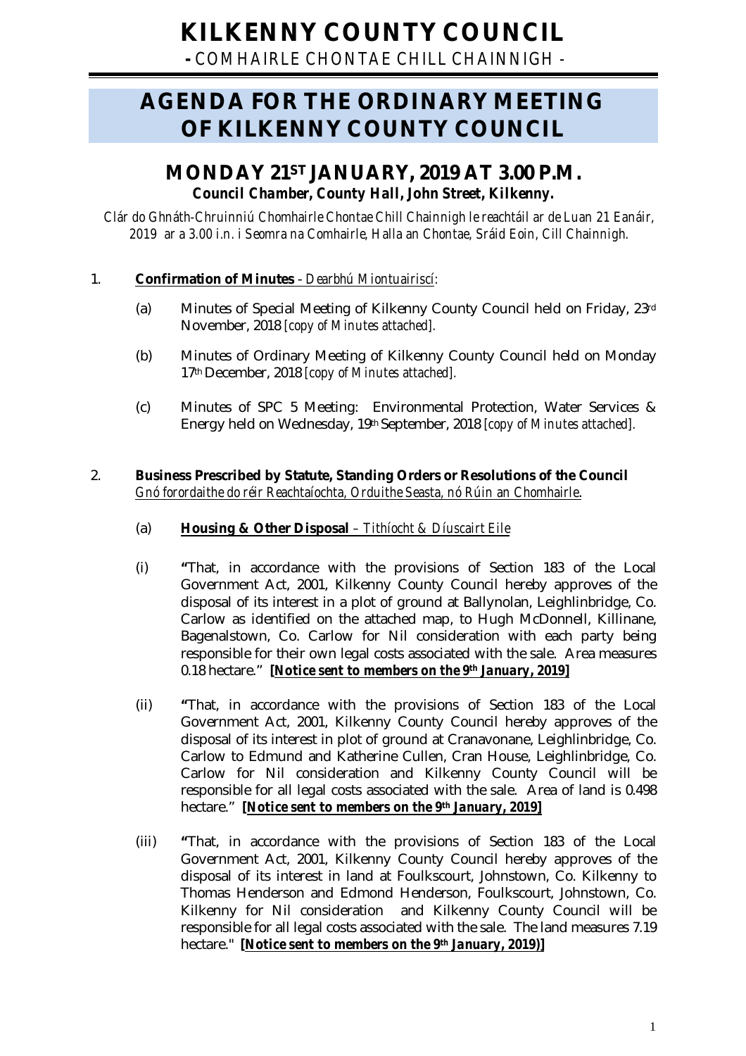# KILKENNY COUNTY COUNCIL

**- COMHAIRLE CHONTAE CHILL CHAINNIGH -**

# AGENDA FOR THE ORDINARY MEETING OF KILKENNY COUNTY COUNCIL

## MONDAY 21ST JANUARY, 2019 AT 3.00 P.M.

***Council Chamber, County Hall, John Street, Kilkenny.***

*Clár do Ghnáth-Chruinniú Chomhairle Chontae Chill Chainnigh le reachtáil ar de Luan 21 Eanáir, 2019 ar a 3.00 i.n. i Seomra na Comhairle, Halla an Chontae, Sráid Eoin, Cill Chainnigh.*

1. **Confirmation of Minutes** - *Dearbhú Miontuairiscí*:

   (a) Minutes of Special Meeting of Kilkenny County Council held on Friday, 23rd November, 2018 *[copy of Minutes attached].*

   (b) Minutes of Ordinary Meeting of Kilkenny County Council held on Monday 17th December, 2018 *[copy of Minutes attached].*

   (c) Minutes of SPC 5 Meeting: Environmental Protection, Water Services & Energy held on Wednesday, 19th September, 2018 *[copy of Minutes attached].*

2. **Business Prescribed by Statute, Standing Orders or Resolutions of the Council**
   *Gnó forordaithe do réir Reachtaíochta, Orduithe Seasta, nó Rúin an Chomhairle.*

   (a) **Housing & Other Disposal** – *Tithíocht & Díuscairt Eile*

   (i) **"**That, in accordance with the provisions of Section 183 of the Local Government Act, 2001, Kilkenny County Council hereby approves of the disposal of its interest in a plot of ground at Ballynolan, Leighlinbridge, Co. Carlow as identified on the attached map, to Hugh McDonnell, Killinane, Bagenalstown, Co. Carlow for Nil consideration with each party being responsible for their own legal costs associated with the sale. Area measures 0.18 hectare." ***[Notice sent to members on the 9th January, 2019]***

   (ii) **"**That, in accordance with the provisions of Section 183 of the Local Government Act, 2001, Kilkenny County Council hereby approves of the disposal of its interest in plot of ground at Cranavonane, Leighlinbridge, Co. Carlow to Edmund and Katherine Cullen, Cran House, Leighlinbridge, Co. Carlow for Nil consideration and Kilkenny County Council will be responsible for all legal costs associated with the sale. Area of land is 0.498 hectare." ***[Notice sent to members on the 9th January, 2019]***

   (iii) **"**That, in accordance with the provisions of Section 183 of the Local Government Act, 2001, Kilkenny County Council hereby approves of the disposal of its interest in land at Foulkscourt, Johnstown, Co. Kilkenny to Thomas Henderson and Edmond Henderson, Foulkscourt, Johnstown, Co. Kilkenny for Nil consideration and Kilkenny County Council will be responsible for all legal costs associated with the sale. The land measures 7.19 hectare." ***[Notice sent to members on the 9th January, 2019)]***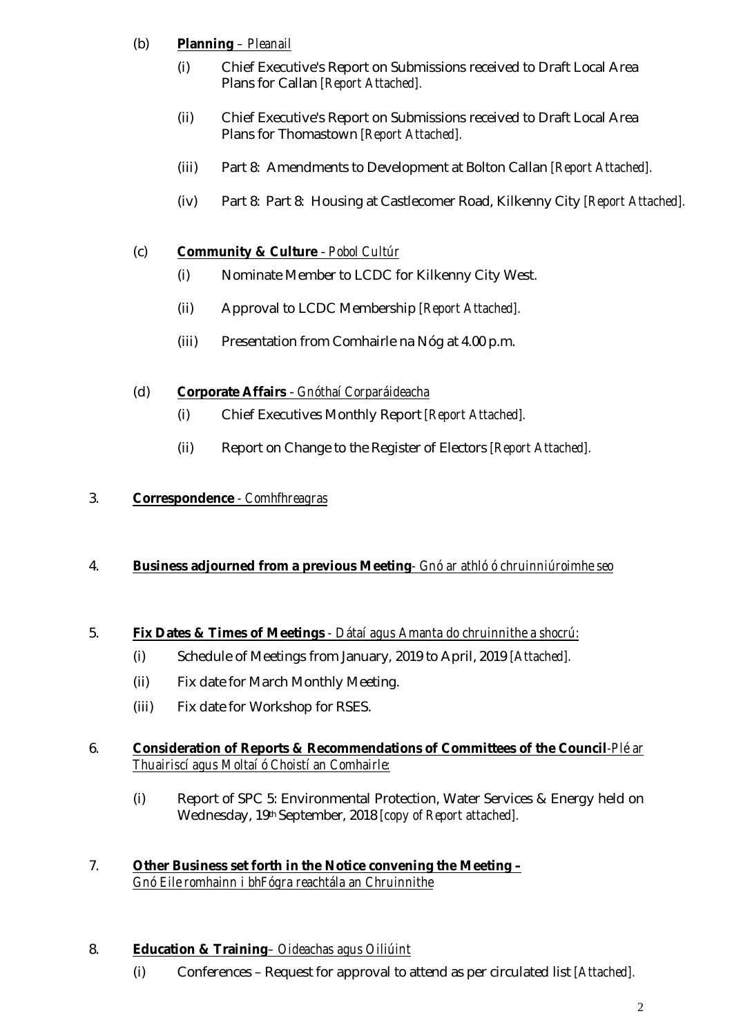(b) **Planning** – *Pleanail*

  (i) Chief Executive's Report on Submissions received to Draft Local Area Plans for Callan *[Report Attached].*

  (ii) Chief Executive's Report on Submissions received to Draft Local Area Plans for Thomastown *[Report Attached].*

  (iii) Part 8: Amendments to Development at Bolton Callan *[Report Attached].*

  (iv) Part 8: Part 8: Housing at Castlecomer Road, Kilkenny City *[Report Attached].*

(c) **Community & Culture** - *Pobol Cultúr*

  (i) Nominate Member to LCDC for Kilkenny City West.

  (ii) Approval to LCDC Membership *[Report Attached].*

  (iii) Presentation from Comhairle na Nóg at 4.00 p.m.

(d) **Corporate Affairs** - *Gnóthaí Corparáideacha*

  (i) Chief Executives Monthly Report *[Report Attached].*

  (ii) Report on Change to the Register of Electors *[Report Attached].*

3. **Correspondence** - *Comhfhreagras*

4. **Business adjourned from a previous Meeting**- *Gnó ar athló ó chruinniú roimhe seo*

5. **Fix Dates & Times of Meetings** - *Dátaí agus Amanta do chruinnithe a shocrú:*

  (i) Schedule of Meetings from January, 2019 to April, 2019 *[Attached].*

  (ii) Fix date for March Monthly Meeting.

  (iii) Fix date for Workshop for RSES.

6. **Consideration of Reports & Recommendations of Committees of the Council**-*Plé ar Thuairiscí agus Moltaí ó Choistí an Comhairle:*

  (i) Report of SPC 5: Environmental Protection, Water Services & Energy held on Wednesday, 19th September, 2018 *[copy of Report attached].*

7. **Other Business set forth in the Notice convening the Meeting –** *Gnó Eile romhainn i bhFógra reachtála an Chruinnithe*

8. **Education & Training**– *Oideachas agus Oiliúint*

  (i) Conferences – Request for approval to attend as per circulated list *[Attached].*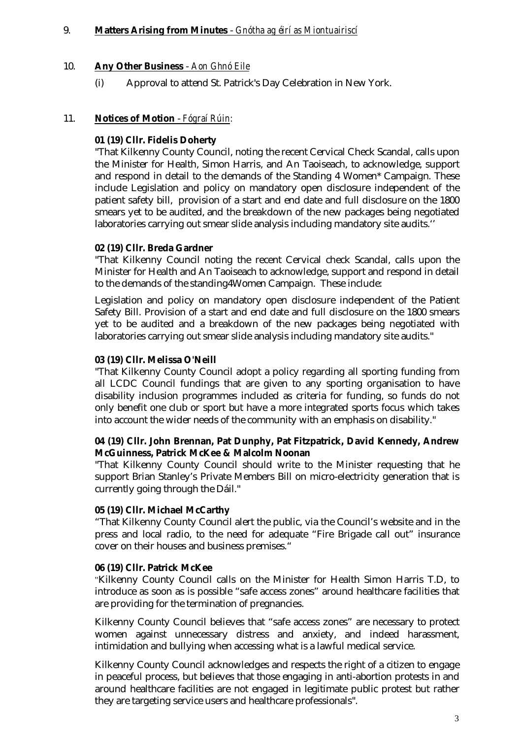9. **Matters Arising from Minutes** - *Gnótha ag éirí as Miontuairiscí*

10. **Any Other Business** - *Aon Ghnó Eile*

    (i) Approval to attend St. Patrick's Day Celebration in New York.

11. **Notices of Motion** - *Fógraí Rúin*:

**01 (19) Cllr. Fidelis Doherty**

"That Kilkenny County Council, noting the recent Cervical Check Scandal, calls upon the Minister for Health, Simon Harris, and An Taoiseach, to acknowledge, support and respond in detail to the demands of the Standing 4 Women* Campaign. These include Legislation and policy on mandatory open disclosure independent of the patient safety bill, provision of a start and end date and full disclosure on the 1800 smears yet to be audited, and the breakdown of the new packages being negotiated laboratories carrying out smear slide analysis including mandatory site audits.''

**02 (19) Cllr. Breda Gardner**

"That Kilkenny Council noting the recent Cervical check Scandal, calls upon the Minister for Health and An Taoiseach to acknowledge, support and respond in detail to the demands of the standing4Women Campaign. These include:

Legislation and policy on mandatory open disclosure independent of the Patient Safety Bill. Provision of a start and end date and full disclosure on the 1800 smears yet to be audited and a breakdown of the new packages being negotiated with laboratories carrying out smear slide analysis including mandatory site audits."

**03 (19) Cllr. Melissa O'Neill**

"That Kilkenny County Council adopt a policy regarding all sporting funding from all LCDC Council fundings that are given to any sporting organisation to have disability inclusion programmes included as criteria for funding, so funds do not only benefit one club or sport but have a more integrated sports focus which takes into account the wider needs of the community with an emphasis on disability."

**04 (19) Cllr. John Brennan, Pat Dunphy, Pat Fitzpatrick, David Kennedy, Andrew McGuinness, Patrick McKee & Malcolm Noonan**

"That Kilkenny County Council should write to the Minister requesting that he support Brian Stanley's Private Members Bill on micro-electricity generation that is currently going through the Dáil."

**05 (19) Cllr. Michael McCarthy**

"That Kilkenny County Council alert the public, via the Council's website and in the press and local radio, to the need for adequate "Fire Brigade call out" insurance cover on their houses and business premises."

**06 (19) Cllr. Patrick McKee**

"Kilkenny County Council calls on the Minister for Health Simon Harris T.D, to introduce as soon as is possible "safe access zones" around healthcare facilities that are providing for the termination of pregnancies.

Kilkenny County Council believes that "safe access zones" are necessary to protect women against unnecessary distress and anxiety, and indeed harassment, intimidation and bullying when accessing what is a lawful medical service.

Kilkenny County Council acknowledges and respects the right of a citizen to engage in peaceful process, but believes that those engaging in anti-abortion protests in and around healthcare facilities are not engaged in legitimate public protest but rather they are targeting service users and healthcare professionals".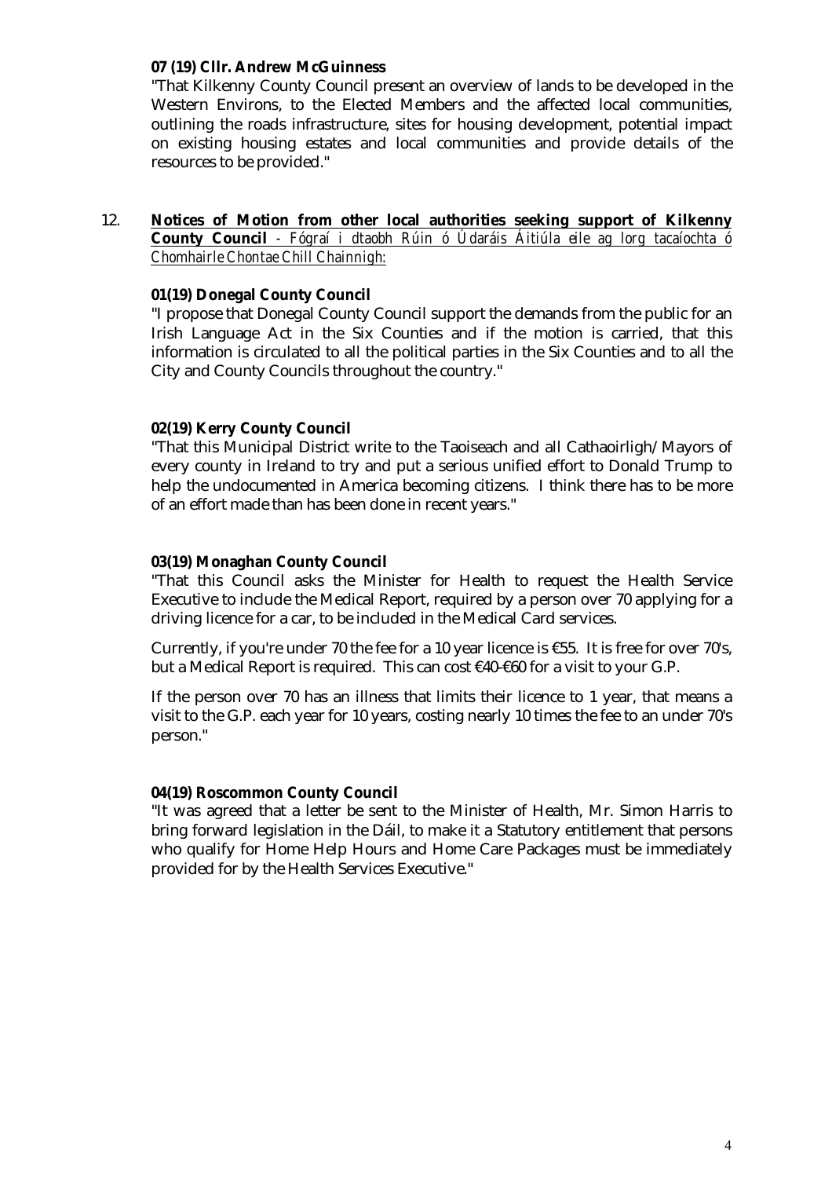**07 (19) Cllr. Andrew McGuinness**

"That Kilkenny County Council present an overview of lands to be developed in the Western Environs, to the Elected Members and the affected local communities, outlining the roads infrastructure, sites for housing development, potential impact on existing housing estates and local communities and provide details of the resources to be provided."

12. **Notices of Motion from other local authorities seeking support of Kilkenny County Council** - *Fógraí i dtaobh Rúin ó Údaráis Áitiúla eile ag lorg tacaíochta ó Chomhairle Chontae Chill Chainnigh:*

**01(19) Donegal County Council**

"I propose that Donegal County Council support the demands from the public for an Irish Language Act in the Six Counties and if the motion is carried, that this information is circulated to all the political parties in the Six Counties and to all the City and County Councils throughout the country."

**02(19) Kerry County Council**

"That this Municipal District write to the Taoiseach and all Cathaoirligh/Mayors of every county in Ireland to try and put a serious unified effort to Donald Trump to help the undocumented in America becoming citizens. I think there has to be more of an effort made than has been done in recent years."

**03(19) Monaghan County Council**

"That this Council asks the Minister for Health to request the Health Service Executive to include the Medical Report, required by a person over 70 applying for a driving licence for a car, to be included in the Medical Card services.

Currently, if you're under 70 the fee for a 10 year licence is €55. It is free for over 70's, but a Medical Report is required. This can cost €40-€60 for a visit to your G.P.

If the person over 70 has an illness that limits their licence to 1 year, that means a visit to the G.P. each year for 10 years, costing nearly 10 times the fee to an under 70's person."

**04(19) Roscommon County Council**

"It was agreed that a letter be sent to the Minister of Health, Mr. Simon Harris to bring forward legislation in the Dáil, to make it a Statutory entitlement that persons who qualify for Home Help Hours and Home Care Packages must be immediately provided for by the Health Services Executive."